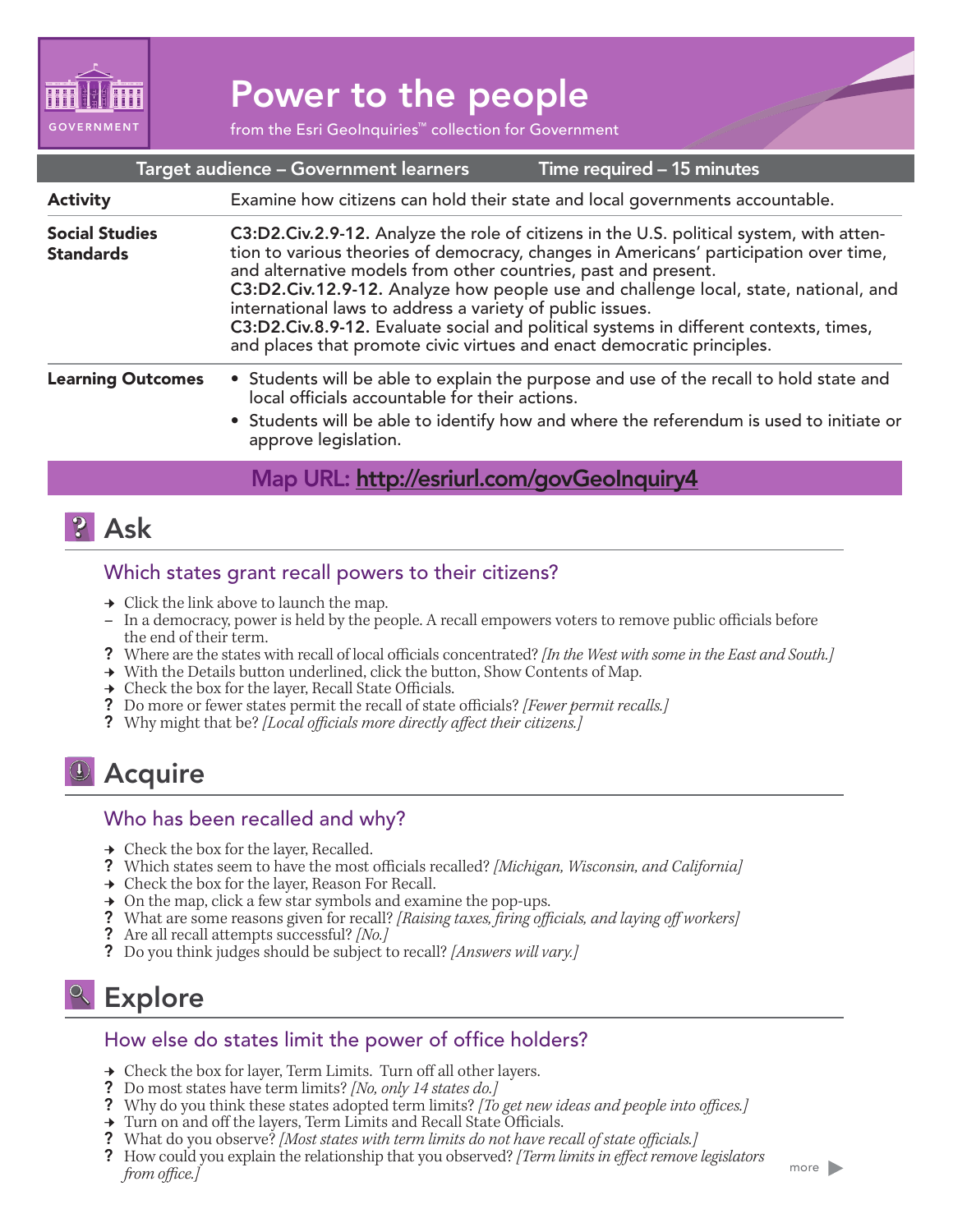GOVERNMENT

# Power to the people

from the Esri GeoInquiries™ collection for Government

| Target audience – Government learners | Time required – 15 minutes |
|---|---|
| **Activity** | Examine how citizens can hold their state and local governments accountable. |
| **Social Studies Standards** | **C3:D2.Civ.2.9-12.** Analyze the role of citizens in the U.S. political system, with attention to various theories of democracy, changes in Americans' participation over time, and alternative models from other countries, past and present. **C3:D2.Civ.12.9-12.** Analyze how people use and challenge local, state, national, and international laws to address a variety of public issues. **C3:D2.Civ.8.9-12.** Evaluate social and political systems in different contexts, times, and places that promote civic virtues and enact democratic principles. |
| **Learning Outcomes** | • Students will be able to explain the purpose and use of the recall to hold state and local officials accountable for their actions. • Students will be able to identify how and where the referendum is used to initiate or approve legislation. |

**Map URL: http://esriurl.com/govGeoInquiry4**

## Ask

### Which states grant recall powers to their citizens?

- → Click the link above to launch the map.
- – In a democracy, power is held by the people. A recall empowers voters to remove public officials before the end of their term.
- ? Where are the states with recall of local officials concentrated? *[In the West with some in the East and South.]*
- → With the Details button underlined, click the button, Show Contents of Map.
- → Check the box for the layer, Recall State Officials.
- ? Do more or fewer states permit the recall of state officials? *[Fewer permit recalls.]*
- ? Why might that be? *[Local officials more directly affect their citizens.]*

## Acquire

### Who has been recalled and why?

- → Check the box for the layer, Recalled.
- ? Which states seem to have the most officials recalled? *[Michigan, Wisconsin, and California]*
- → Check the box for the layer, Reason For Recall.
- → On the map, click a few star symbols and examine the pop-ups.
- ? What are some reasons given for recall? *[Raising taxes, firing officials, and laying off workers]*
- ? Are all recall attempts successful? *[No.]*
- ? Do you think judges should be subject to recall? *[Answers will vary.]*

## Explore

### How else do states limit the power of office holders?

- → Check the box for layer, Term Limits. Turn off all other layers.
- ? Do most states have term limits? *[No, only 14 states do.]*
- ? Why do you think these states adopted term limits? *[To get new ideas and people into offices.]*
- → Turn on and off the layers, Term Limits and Recall State Officials.
- ? What do you observe? *[Most states with term limits do not have recall of state officials.]*
- ? How could you explain the relationship that you observed? *[Term limits in effect remove legislators from office.]*

more ▶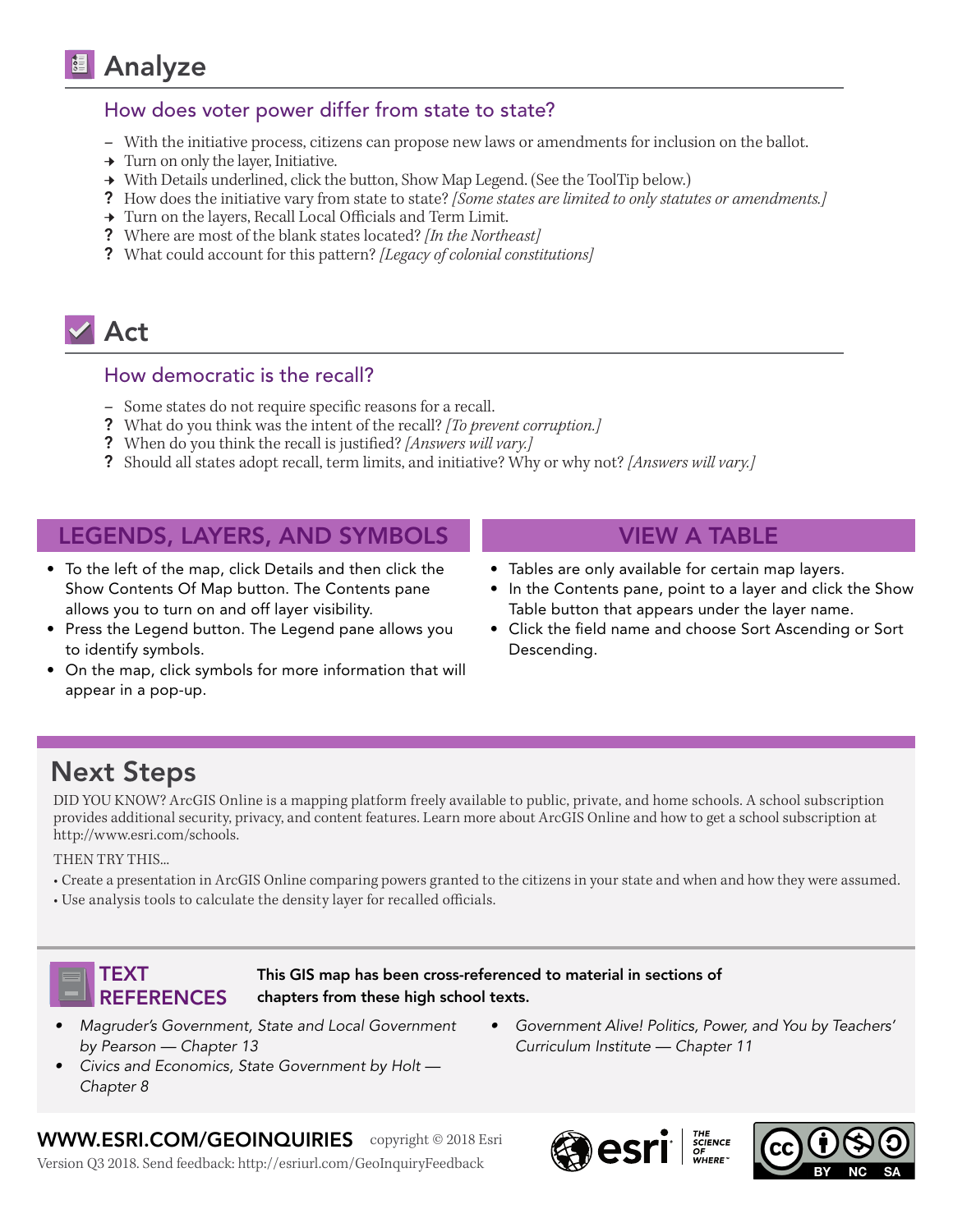## Analyze

### How does voter power differ from state to state?

- – With the initiative process, citizens can propose new laws or amendments for inclusion on the ballot.
- → Turn on only the layer, Initiative.
- → With Details underlined, click the button, Show Map Legend. (See the ToolTip below.)
- ? How does the initiative vary from state to state? *[Some states are limited to only statutes or amendments.]*
- → Turn on the layers, Recall Local Officials and Term Limit.
- ? Where are most of the blank states located? *[In the Northeast]*
- ? What could account for this pattern? *[Legacy of colonial constitutions]*

## Act

### How democratic is the recall?

- – Some states do not require specific reasons for a recall.
- ? What do you think was the intent of the recall? *[To prevent corruption.]*
- ? When do you think the recall is justified? *[Answers will vary.]*
- ? Should all states adopt recall, term limits, and initiative? Why or why not? *[Answers will vary.]*

## LEGENDS, LAYERS, AND SYMBOLS

- To the left of the map, click Details and then click the Show Contents Of Map button. The Contents pane allows you to turn on and off layer visibility.
- Press the Legend button. The Legend pane allows you to identify symbols.
- On the map, click symbols for more information that will appear in a pop-up.

## VIEW A TABLE

- Tables are only available for certain map layers.
- In the Contents pane, point to a layer and click the Show Table button that appears under the layer name.
- Click the field name and choose Sort Ascending or Sort Descending.

## Next Steps

DID YOU KNOW? ArcGIS Online is a mapping platform freely available to public, private, and home schools. A school subscription provides additional security, privacy, and content features. Learn more about ArcGIS Online and how to get a school subscription at http://www.esri.com/schools.

THEN TRY THIS...

- Create a presentation in ArcGIS Online comparing powers granted to the citizens in your state and when and how they were assumed.
- Use analysis tools to calculate the density layer for recalled officials.

## TEXT REFERENCES

**This GIS map has been cross-referenced to material in sections of chapters from these high school texts.**

- *Magruder's Government, State and Local Government by Pearson — Chapter 13*
- *Civics and Economics, State Government by Holt — Chapter 8*
- *Government Alive! Politics, Power, and You by Teachers' Curriculum Institute — Chapter 11*

**WWW.ESRI.COM/GEOINQUIRIES** copyright © 2018 Esri

Version Q3 2018. Send feedback: http://esriurl.com/GeoInquiryFeedback